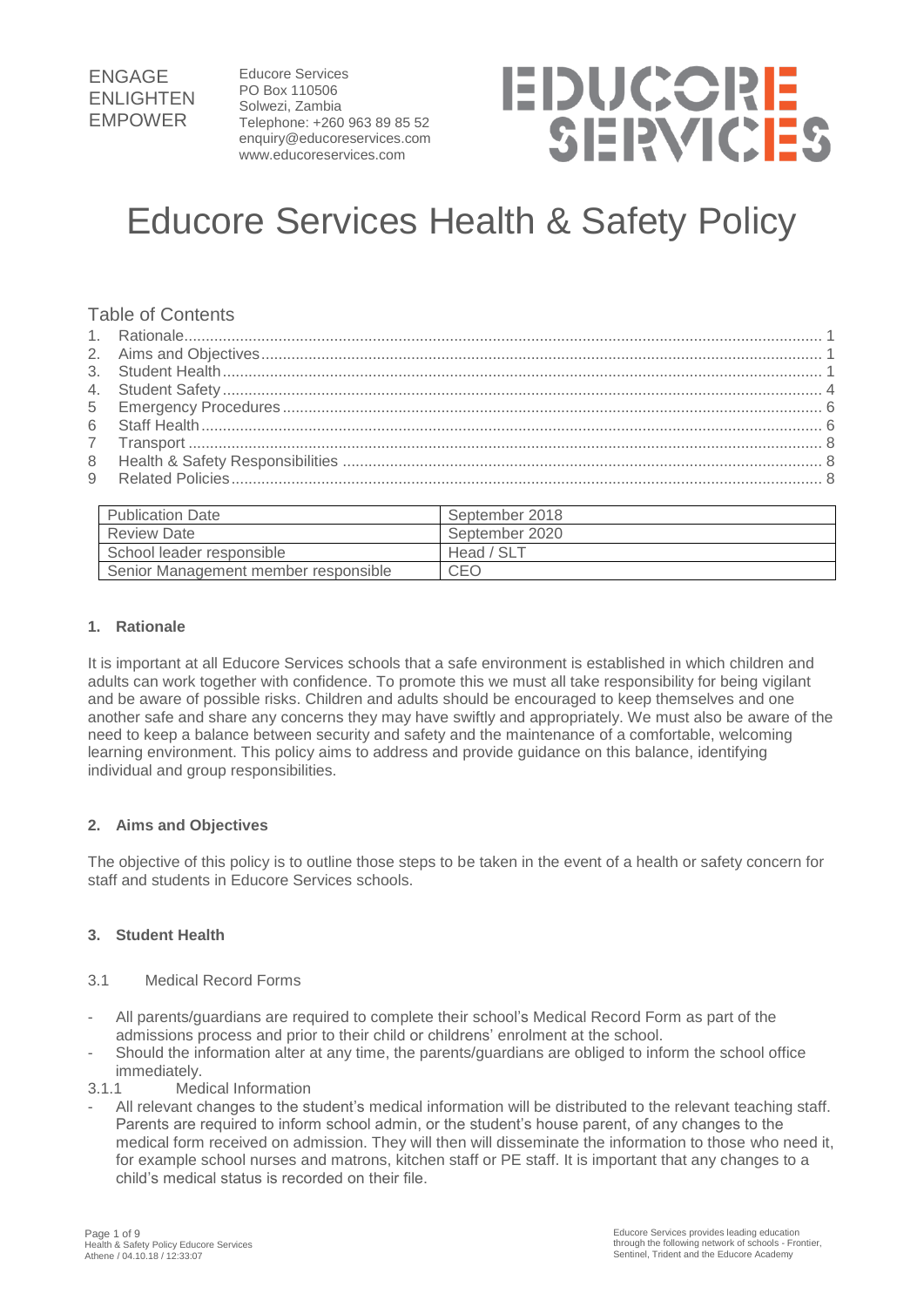ENGAGE
ENLIGHTEN
EMPOWER

Educore Services
PO Box 110506
Solwezi, Zambia
Telephone: +260 963 89 85 52
enquiry@educoreservices.com
www.educoreservices.com

EDUCORE SERVICES

# Educore Services Health & Safety Policy

## Table of Contents

1. Rationale ........ 1
2. Aims and Objectives ........ 1
3. Student Health ........ 1
4. Student Safety ........ 4
5 Emergency Procedures ........ 6
6 Staff Health ........ 6
7 Transport ........ 8
8 Health & Safety Responsibilities ........ 8
9 Related Policies ........ 8

| Publication Date | September 2018 |
|---|---|
| Review Date | September 2020 |
| School leader responsible | Head / SLT |
| Senior Management member responsible | CEO |

### 1. Rationale

It is important at all Educore Services schools that a safe environment is established in which children and adults can work together with confidence. To promote this we must all take responsibility for being vigilant and be aware of possible risks. Children and adults should be encouraged to keep themselves and one another safe and share any concerns they may have swiftly and appropriately. We must also be aware of the need to keep a balance between security and safety and the maintenance of a comfortable, welcoming learning environment. This policy aims to address and provide guidance on this balance, identifying individual and group responsibilities.

### 2. Aims and Objectives

The objective of this policy is to outline those steps to be taken in the event of a health or safety concern for staff and students in Educore Services schools.

### 3. Student Health

3.1 Medical Record Forms

- All parents/guardians are required to complete their school's Medical Record Form as part of the admissions process and prior to their child or childrens' enrolment at the school.
- Should the information alter at any time, the parents/guardians are obliged to inform the school office immediately.

3.1.1 Medical Information

- All relevant changes to the student's medical information will be distributed to the relevant teaching staff. Parents are required to inform school admin, or the student's house parent, of any changes to the medical form received on admission. They will then will disseminate the information to those who need it, for example school nurses and matrons, kitchen staff or PE staff. It is important that any changes to a child's medical status is recorded on their file.

Educore Services provides leading education through the following network of schools - Frontier, Sentinel, Trident and the Educore Academy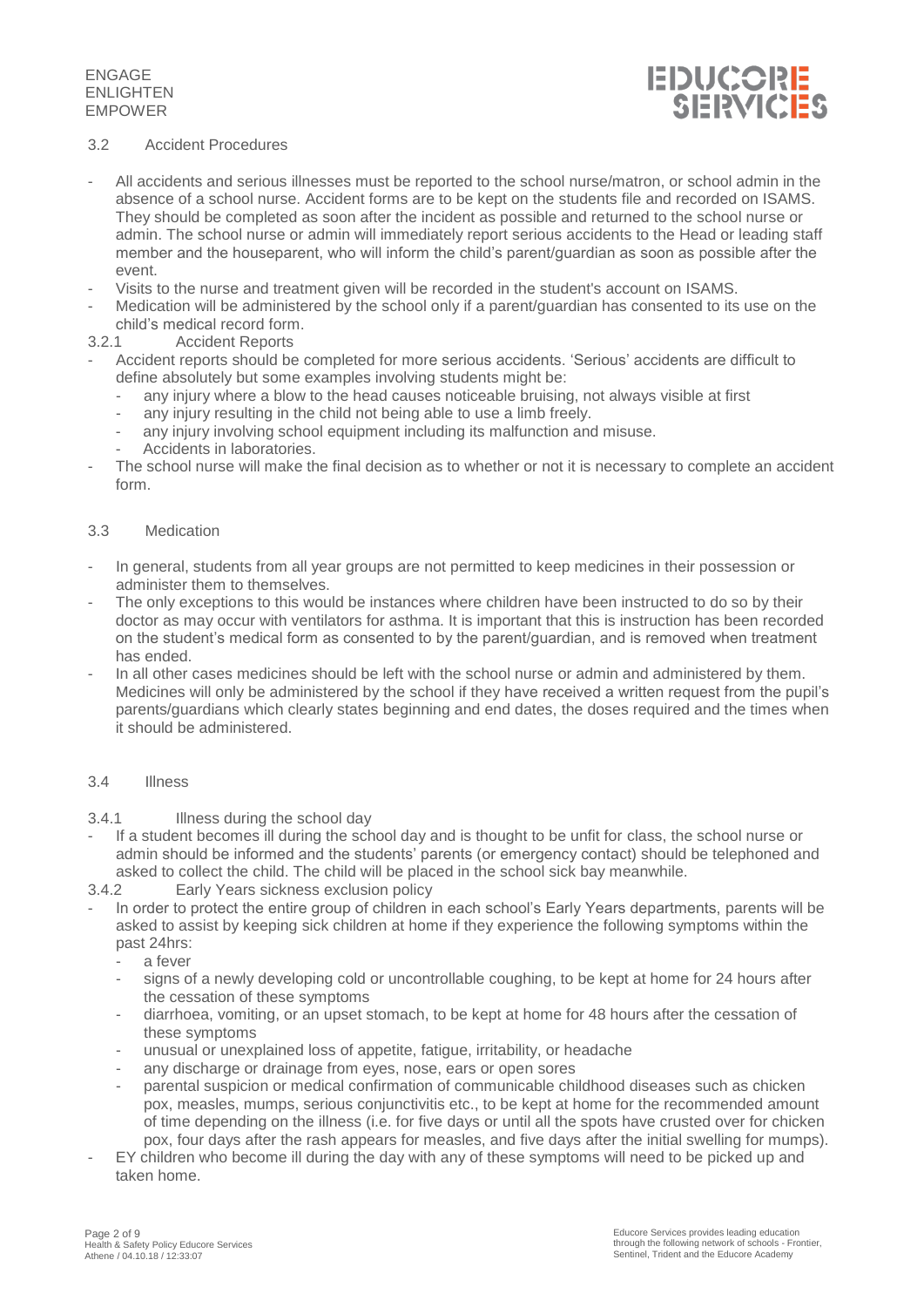### 3.2 Accident Procedures

- All accidents and serious illnesses must be reported to the school nurse/matron, or school admin in the absence of a school nurse. Accident forms are to be kept on the students file and recorded on ISAMS. They should be completed as soon after the incident as possible and returned to the school nurse or admin. The school nurse or admin will immediately report serious accidents to the Head or leading staff member and the houseparent, who will inform the child's parent/guardian as soon as possible after the event.
- Visits to the nurse and treatment given will be recorded in the student's account on ISAMS.
- Medication will be administered by the school only if a parent/guardian has consented to its use on the child's medical record form.

#### 3.2.1 Accident Reports

- Accident reports should be completed for more serious accidents. 'Serious' accidents are difficult to define absolutely but some examples involving students might be:
  - any injury where a blow to the head causes noticeable bruising, not always visible at first
  - any injury resulting in the child not being able to use a limb freely.
  - any injury involving school equipment including its malfunction and misuse.
  - Accidents in laboratories.
- The school nurse will make the final decision as to whether or not it is necessary to complete an accident form.

### 3.3 Medication

- In general, students from all year groups are not permitted to keep medicines in their possession or administer them to themselves.
- The only exceptions to this would be instances where children have been instructed to do so by their doctor as may occur with ventilators for asthma. It is important that this is instruction has been recorded on the student's medical form as consented to by the parent/guardian, and is removed when treatment has ended.
- In all other cases medicines should be left with the school nurse or admin and administered by them. Medicines will only be administered by the school if they have received a written request from the pupil's parents/guardians which clearly states beginning and end dates, the doses required and the times when it should be administered.

### 3.4 Illness

#### 3.4.1 Illness during the school day

- If a student becomes ill during the school day and is thought to be unfit for class, the school nurse or admin should be informed and the students' parents (or emergency contact) should be telephoned and asked to collect the child. The child will be placed in the school sick bay meanwhile.

#### 3.4.2 Early Years sickness exclusion policy

- In order to protect the entire group of children in each school's Early Years departments, parents will be asked to assist by keeping sick children at home if they experience the following symptoms within the past 24hrs:
  - a fever
  - signs of a newly developing cold or uncontrollable coughing, to be kept at home for 24 hours after the cessation of these symptoms
  - diarrhoea, vomiting, or an upset stomach, to be kept at home for 48 hours after the cessation of these symptoms
  - unusual or unexplained loss of appetite, fatigue, irritability, or headache
  - any discharge or drainage from eyes, nose, ears or open sores
  - parental suspicion or medical confirmation of communicable childhood diseases such as chicken pox, measles, mumps, serious conjunctivitis etc., to be kept at home for the recommended amount of time depending on the illness (i.e. for five days or until all the spots have crusted over for chicken pox, four days after the rash appears for measles, and five days after the initial swelling for mumps).
- EY children who become ill during the day with any of these symptoms will need to be picked up and taken home.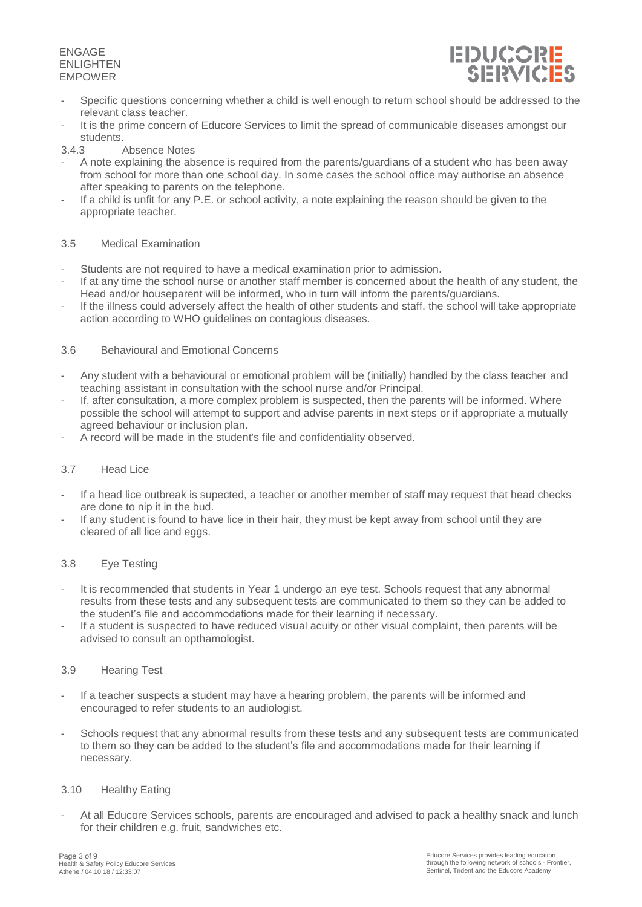- Specific questions concerning whether a child is well enough to return school should be addressed to the relevant class teacher.
- It is the prime concern of Educore Services to limit the spread of communicable diseases amongst our students.

#### 3.4.3 Absence Notes

- A note explaining the absence is required from the parents/guardians of a student who has been away from school for more than one school day. In some cases the school office may authorise an absence after speaking to parents on the telephone.
- If a child is unfit for any P.E. or school activity, a note explaining the reason should be given to the appropriate teacher.

### 3.5 Medical Examination

- Students are not required to have a medical examination prior to admission.
- If at any time the school nurse or another staff member is concerned about the health of any student, the Head and/or houseparent will be informed, who in turn will inform the parents/guardians.
- If the illness could adversely affect the health of other students and staff, the school will take appropriate action according to WHO guidelines on contagious diseases.

### 3.6 Behavioural and Emotional Concerns

- Any student with a behavioural or emotional problem will be (initially) handled by the class teacher and teaching assistant in consultation with the school nurse and/or Principal.
- If, after consultation, a more complex problem is suspected, then the parents will be informed. Where possible the school will attempt to support and advise parents in next steps or if appropriate a mutually agreed behaviour or inclusion plan.
- A record will be made in the student's file and confidentiality observed.

### 3.7 Head Lice

- If a head lice outbreak is supected, a teacher or another member of staff may request that head checks are done to nip it in the bud.
- If any student is found to have lice in their hair, they must be kept away from school until they are cleared of all lice and eggs.

### 3.8 Eye Testing

- It is recommended that students in Year 1 undergo an eye test. Schools request that any abnormal results from these tests and any subsequent tests are communicated to them so they can be added to the student's file and accommodations made for their learning if necessary.
- If a student is suspected to have reduced visual acuity or other visual complaint, then parents will be advised to consult an opthamologist.

### 3.9 Hearing Test

- If a teacher suspects a student may have a hearing problem, the parents will be informed and encouraged to refer students to an audiologist.

- Schools request that any abnormal results from these tests and any subsequent tests are communicated to them so they can be added to the student's file and accommodations made for their learning if necessary.

### 3.10 Healthy Eating

- At all Educore Services schools, parents are encouraged and advised to pack a healthy snack and lunch for their children e.g. fruit, sandwiches etc.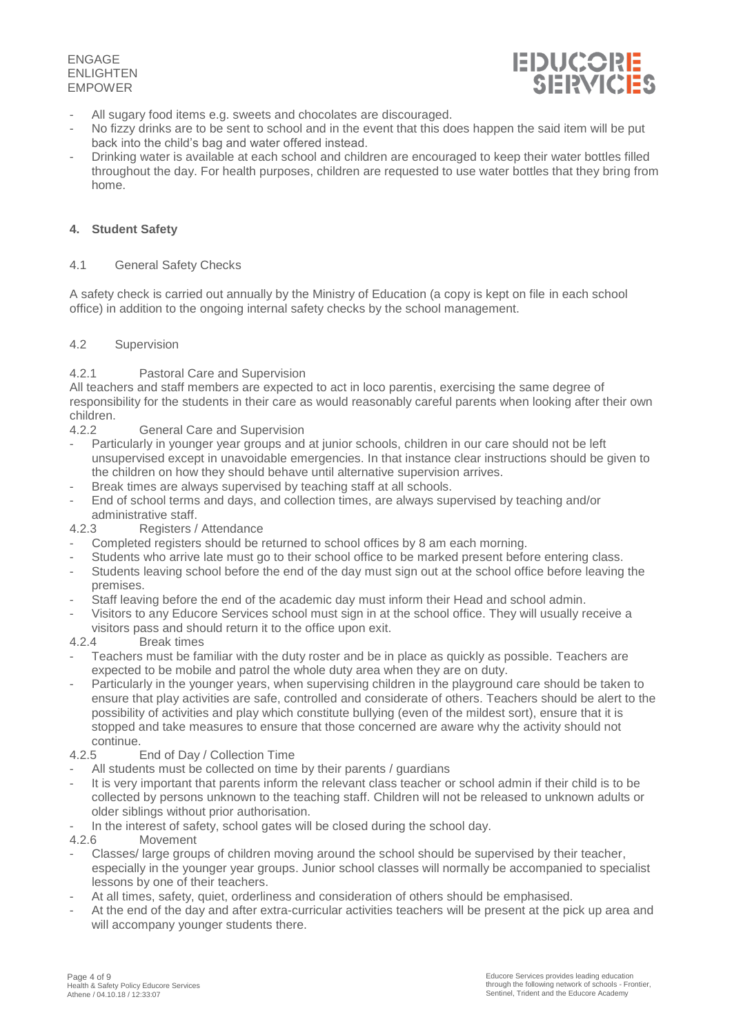- All sugary food items e.g. sweets and chocolates are discouraged.
- No fizzy drinks are to be sent to school and in the event that this does happen the said item will be put back into the child's bag and water offered instead.
- Drinking water is available at each school and children are encouraged to keep their water bottles filled throughout the day. For health purposes, children are requested to use water bottles that they bring from home.

## 4. Student Safety

### 4.1 General Safety Checks

A safety check is carried out annually by the Ministry of Education (a copy is kept on file in each school office) in addition to the ongoing internal safety checks by the school management.

### 4.2 Supervision

#### 4.2.1 Pastoral Care and Supervision

All teachers and staff members are expected to act in loco parentis, exercising the same degree of responsibility for the students in their care as would reasonably careful parents when looking after their own children.

#### 4.2.2 General Care and Supervision

- Particularly in younger year groups and at junior schools, children in our care should not be left unsupervised except in unavoidable emergencies. In that instance clear instructions should be given to the children on how they should behave until alternative supervision arrives.
- Break times are always supervised by teaching staff at all schools.
- End of school terms and days, and collection times, are always supervised by teaching and/or administrative staff.

#### 4.2.3 Registers / Attendance

- Completed registers should be returned to school offices by 8 am each morning.
- Students who arrive late must go to their school office to be marked present before entering class.
- Students leaving school before the end of the day must sign out at the school office before leaving the premises.
- Staff leaving before the end of the academic day must inform their Head and school admin.
- Visitors to any Educore Services school must sign in at the school office. They will usually receive a visitors pass and should return it to the office upon exit.

#### 4.2.4 Break times

- Teachers must be familiar with the duty roster and be in place as quickly as possible. Teachers are expected to be mobile and patrol the whole duty area when they are on duty.
- Particularly in the younger years, when supervising children in the playground care should be taken to ensure that play activities are safe, controlled and considerate of others. Teachers should be alert to the possibility of activities and play which constitute bullying (even of the mildest sort), ensure that it is stopped and take measures to ensure that those concerned are aware why the activity should not continue.

#### 4.2.5 End of Day / Collection Time

- All students must be collected on time by their parents / guardians
- It is very important that parents inform the relevant class teacher or school admin if their child is to be collected by persons unknown to the teaching staff. Children will not be released to unknown adults or older siblings without prior authorisation.
- In the interest of safety, school gates will be closed during the school day.

#### 4.2.6 Movement

- Classes/ large groups of children moving around the school should be supervised by their teacher, especially in the younger year groups. Junior school classes will normally be accompanied to specialist lessons by one of their teachers.
- At all times, safety, quiet, orderliness and consideration of others should be emphasised.
- At the end of the day and after extra-curricular activities teachers will be present at the pick up area and will accompany younger students there.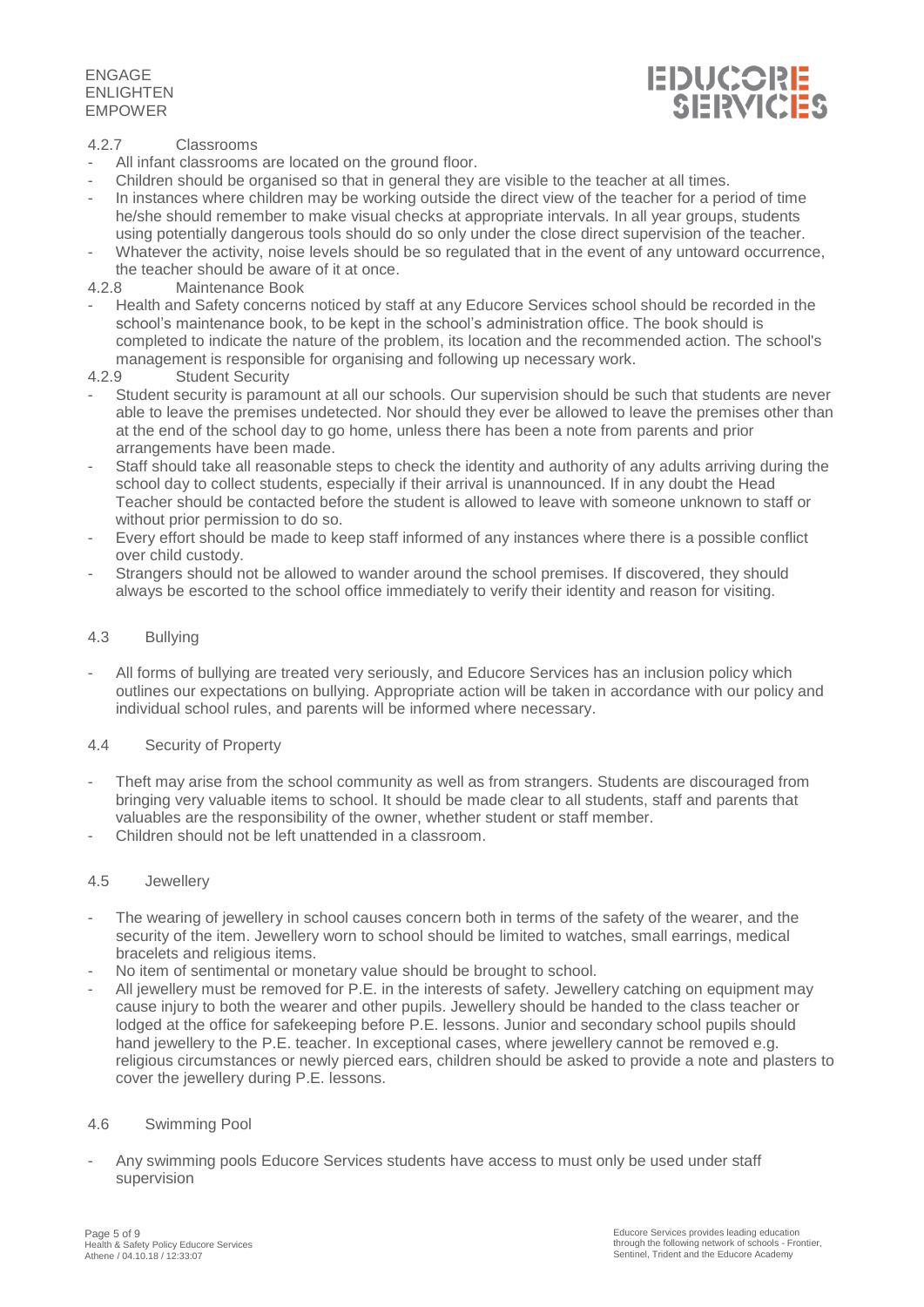#### 4.2.7 Classrooms

- All infant classrooms are located on the ground floor.
- Children should be organised so that in general they are visible to the teacher at all times.
- In instances where children may be working outside the direct view of the teacher for a period of time he/she should remember to make visual checks at appropriate intervals. In all year groups, students using potentially dangerous tools should do so only under the close direct supervision of the teacher.
- Whatever the activity, noise levels should be so regulated that in the event of any untoward occurrence, the teacher should be aware of it at once.

#### 4.2.8 Maintenance Book

- Health and Safety concerns noticed by staff at any Educore Services school should be recorded in the school's maintenance book, to be kept in the school's administration office. The book should is completed to indicate the nature of the problem, its location and the recommended action. The school's management is responsible for organising and following up necessary work.

#### 4.2.9 Student Security

- Student security is paramount at all our schools. Our supervision should be such that students are never able to leave the premises undetected. Nor should they ever be allowed to leave the premises other than at the end of the school day to go home, unless there has been a note from parents and prior arrangements have been made.
- Staff should take all reasonable steps to check the identity and authority of any adults arriving during the school day to collect students, especially if their arrival is unannounced. If in any doubt the Head Teacher should be contacted before the student is allowed to leave with someone unknown to staff or without prior permission to do so.
- Every effort should be made to keep staff informed of any instances where there is a possible conflict over child custody.
- Strangers should not be allowed to wander around the school premises. If discovered, they should always be escorted to the school office immediately to verify their identity and reason for visiting.

### 4.3 Bullying

- All forms of bullying are treated very seriously, and Educore Services has an inclusion policy which outlines our expectations on bullying. Appropriate action will be taken in accordance with our policy and individual school rules, and parents will be informed where necessary.

### 4.4 Security of Property

- Theft may arise from the school community as well as from strangers. Students are discouraged from bringing very valuable items to school. It should be made clear to all students, staff and parents that valuables are the responsibility of the owner, whether student or staff member.
- Children should not be left unattended in a classroom.

### 4.5 Jewellery

- The wearing of jewellery in school causes concern both in terms of the safety of the wearer, and the security of the item. Jewellery worn to school should be limited to watches, small earrings, medical bracelets and religious items.
- No item of sentimental or monetary value should be brought to school.
- All jewellery must be removed for P.E. in the interests of safety. Jewellery catching on equipment may cause injury to both the wearer and other pupils. Jewellery should be handed to the class teacher or lodged at the office for safekeeping before P.E. lessons. Junior and secondary school pupils should hand jewellery to the P.E. teacher. In exceptional cases, where jewellery cannot be removed e.g. religious circumstances or newly pierced ears, children should be asked to provide a note and plasters to cover the jewellery during P.E. lessons.

### 4.6 Swimming Pool

- Any swimming pools Educore Services students have access to must only be used under staff supervision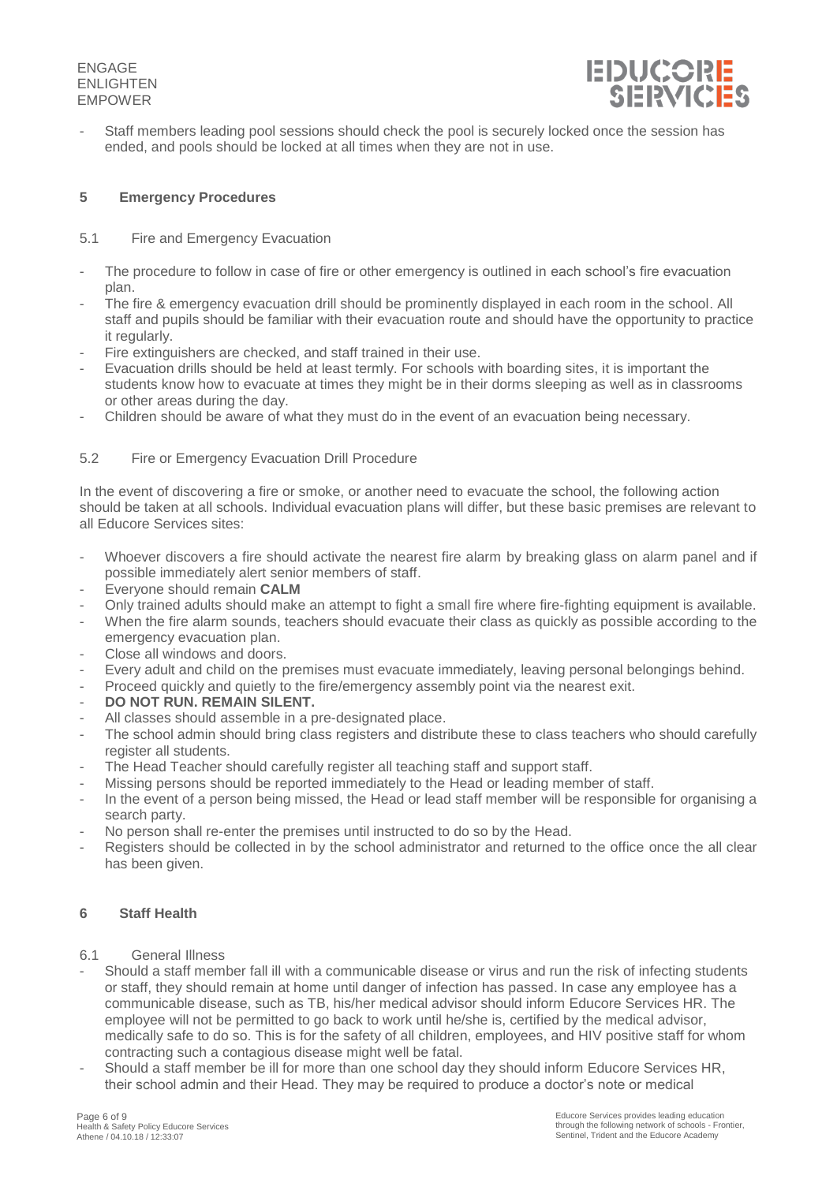- Staff members leading pool sessions should check the pool is securely locked once the session has ended, and pools should be locked at all times when they are not in use.

## 5 Emergency Procedures

### 5.1 Fire and Emergency Evacuation

- The procedure to follow in case of fire or other emergency is outlined in each school's fire evacuation plan.
- The fire & emergency evacuation drill should be prominently displayed in each room in the school. All staff and pupils should be familiar with their evacuation route and should have the opportunity to practice it regularly.
- Fire extinguishers are checked, and staff trained in their use.
- Evacuation drills should be held at least termly. For schools with boarding sites, it is important the students know how to evacuate at times they might be in their dorms sleeping as well as in classrooms or other areas during the day.
- Children should be aware of what they must do in the event of an evacuation being necessary.

### 5.2 Fire or Emergency Evacuation Drill Procedure

In the event of discovering a fire or smoke, or another need to evacuate the school, the following action should be taken at all schools. Individual evacuation plans will differ, but these basic premises are relevant to all Educore Services sites:

- Whoever discovers a fire should activate the nearest fire alarm by breaking glass on alarm panel and if possible immediately alert senior members of staff.
- Everyone should remain **CALM**
- Only trained adults should make an attempt to fight a small fire where fire-fighting equipment is available.
- When the fire alarm sounds, teachers should evacuate their class as quickly as possible according to the emergency evacuation plan.
- Close all windows and doors.
- Every adult and child on the premises must evacuate immediately, leaving personal belongings behind.
- Proceed quickly and quietly to the fire/emergency assembly point via the nearest exit.
- **DO NOT RUN. REMAIN SILENT.**
- All classes should assemble in a pre-designated place.
- The school admin should bring class registers and distribute these to class teachers who should carefully register all students.
- The Head Teacher should carefully register all teaching staff and support staff.
- Missing persons should be reported immediately to the Head or leading member of staff.
- In the event of a person being missed, the Head or lead staff member will be responsible for organising a search party.
- No person shall re-enter the premises until instructed to do so by the Head.
- Registers should be collected in by the school administrator and returned to the office once the all clear has been given.

## 6 Staff Health

### 6.1 General Illness

- Should a staff member fall ill with a communicable disease or virus and run the risk of infecting students or staff, they should remain at home until danger of infection has passed. In case any employee has a communicable disease, such as TB, his/her medical advisor should inform Educore Services HR. The employee will not be permitted to go back to work until he/she is, certified by the medical advisor, medically safe to do so. This is for the safety of all children, employees, and HIV positive staff for whom contracting such a contagious disease might well be fatal.
- Should a staff member be ill for more than one school day they should inform Educore Services HR, their school admin and their Head. They may be required to produce a doctor's note or medical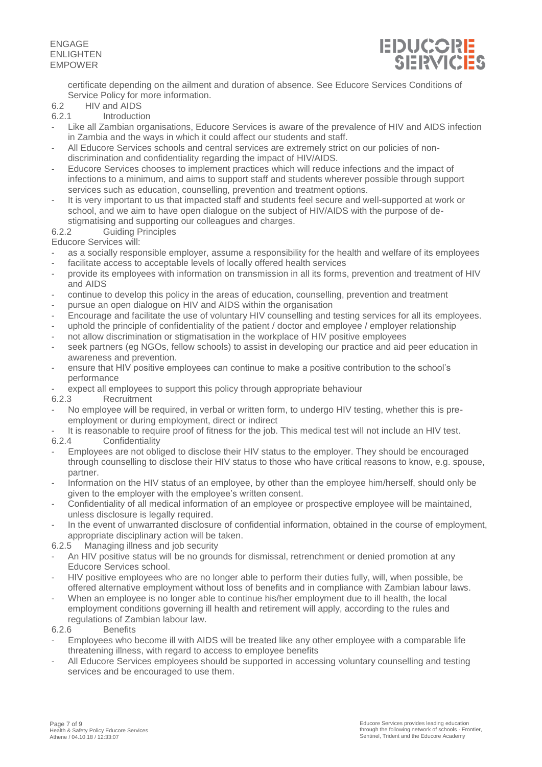certificate depending on the ailment and duration of absence. See Educore Services Conditions of Service Policy for more information.

### 6.2 HIV and AIDS

#### 6.2.1 Introduction

- Like all Zambian organisations, Educore Services is aware of the prevalence of HIV and AIDS infection in Zambia and the ways in which it could affect our students and staff.
- All Educore Services schools and central services are extremely strict on our policies of non-discrimination and confidentiality regarding the impact of HIV/AIDS.
- Educore Services chooses to implement practices which will reduce infections and the impact of infections to a minimum, and aims to support staff and students wherever possible through support services such as education, counselling, prevention and treatment options.
- It is very important to us that impacted staff and students feel secure and well-supported at work or school, and we aim to have open dialogue on the subject of HIV/AIDS with the purpose of de-stigmatising and supporting our colleagues and charges.

#### 6.2.2 Guiding Principles

Educore Services will:

- as a socially responsible employer, assume a responsibility for the health and welfare of its employees
- facilitate access to acceptable levels of locally offered health services
- provide its employees with information on transmission in all its forms, prevention and treatment of HIV and AIDS
- continue to develop this policy in the areas of education, counselling, prevention and treatment
- pursue an open dialogue on HIV and AIDS within the organisation
- Encourage and facilitate the use of voluntary HIV counselling and testing services for all its employees.
- uphold the principle of confidentiality of the patient / doctor and employee / employer relationship
- not allow discrimination or stigmatisation in the workplace of HIV positive employees
- seek partners (eg NGOs, fellow schools) to assist in developing our practice and aid peer education in awareness and prevention.
- ensure that HIV positive employees can continue to make a positive contribution to the school's performance
- expect all employees to support this policy through appropriate behaviour

#### 6.2.3 Recruitment

- No employee will be required, in verbal or written form, to undergo HIV testing, whether this is pre-employment or during employment, direct or indirect
- It is reasonable to require proof of fitness for the job. This medical test will not include an HIV test.

#### 6.2.4 Confidentiality

- Employees are not obliged to disclose their HIV status to the employer. They should be encouraged through counselling to disclose their HIV status to those who have critical reasons to know, e.g. spouse, partner.
- Information on the HIV status of an employee, by other than the employee him/herself, should only be given to the employer with the employee's written consent.
- Confidentiality of all medical information of an employee or prospective employee will be maintained, unless disclosure is legally required.
- In the event of unwarranted disclosure of confidential information, obtained in the course of employment, appropriate disciplinary action will be taken.

#### 6.2.5 Managing illness and job security

- An HIV positive status will be no grounds for dismissal, retrenchment or denied promotion at any Educore Services school.
- HIV positive employees who are no longer able to perform their duties fully, will, when possible, be offered alternative employment without loss of benefits and in compliance with Zambian labour laws.
- When an employee is no longer able to continue his/her employment due to ill health, the local employment conditions governing ill health and retirement will apply, according to the rules and regulations of Zambian labour law.

#### 6.2.6 Benefits

- Employees who become ill with AIDS will be treated like any other employee with a comparable life threatening illness, with regard to access to employee benefits
- All Educore Services employees should be supported in accessing voluntary counselling and testing services and be encouraged to use them.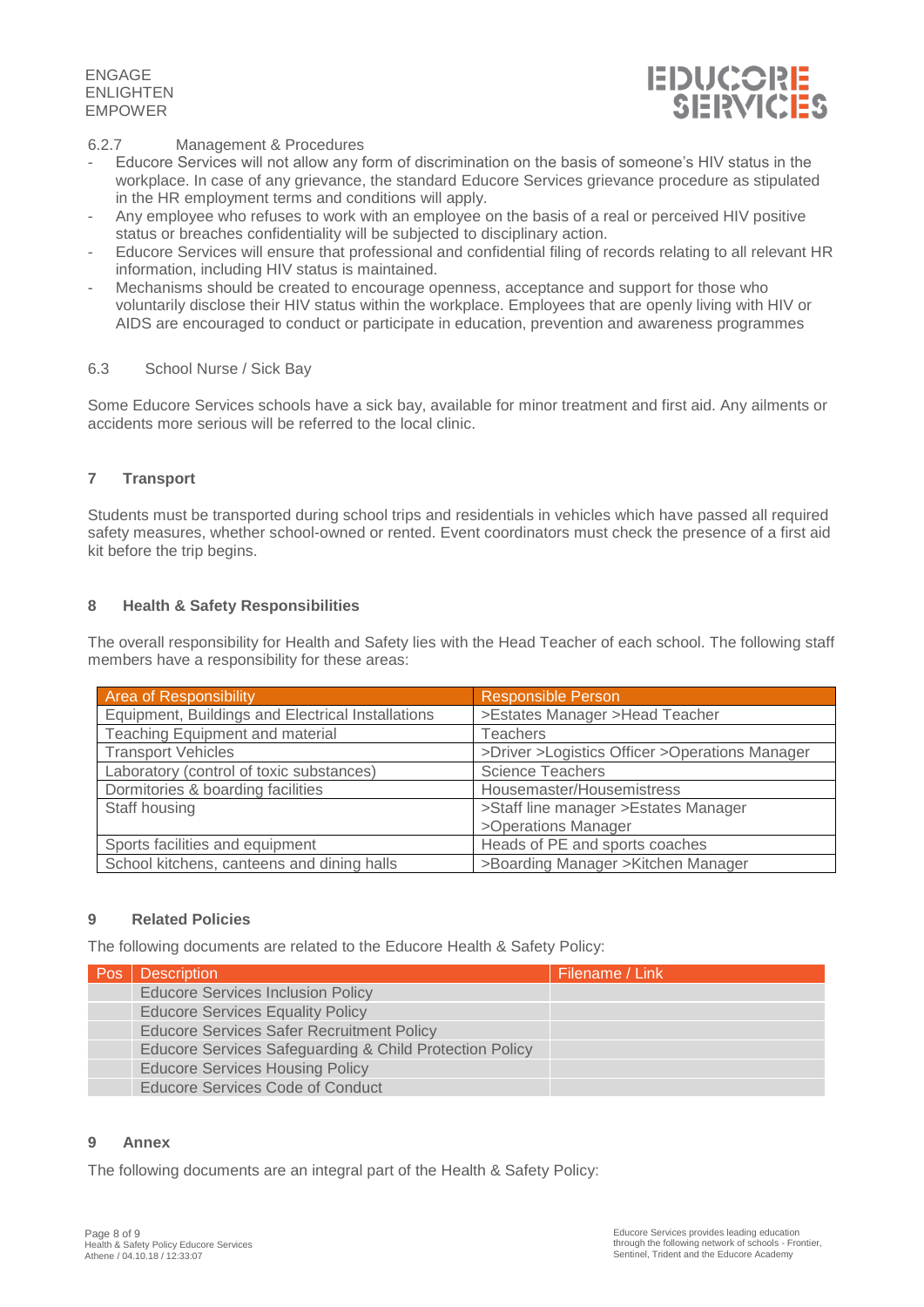6.2.7 Management & Procedures

- Educore Services will not allow any form of discrimination on the basis of someone's HIV status in the workplace. In case of any grievance, the standard Educore Services grievance procedure as stipulated in the HR employment terms and conditions will apply.
- Any employee who refuses to work with an employee on the basis of a real or perceived HIV positive status or breaches confidentiality will be subjected to disciplinary action.
- Educore Services will ensure that professional and confidential filing of records relating to all relevant HR information, including HIV status is maintained.
- Mechanisms should be created to encourage openness, acceptance and support for those who voluntarily disclose their HIV status within the workplace. Employees that are openly living with HIV or AIDS are encouraged to conduct or participate in education, prevention and awareness programmes

6.3 School Nurse / Sick Bay

Some Educore Services schools have a sick bay, available for minor treatment and first aid. Any ailments or accidents more serious will be referred to the local clinic.

## 7 Transport

Students must be transported during school trips and residentials in vehicles which have passed all required safety measures, whether school-owned or rented. Event coordinators must check the presence of a first aid kit before the trip begins.

## 8 Health & Safety Responsibilities

The overall responsibility for Health and Safety lies with the Head Teacher of each school. The following staff members have a responsibility for these areas:

| Area of Responsibility | Responsible Person |
|---|---|
| Equipment, Buildings and Electrical Installations | >Estates Manager >Head Teacher |
| Teaching Equipment and material | Teachers |
| Transport Vehicles | >Driver >Logistics Officer >Operations Manager |
| Laboratory (control of toxic substances) | Science Teachers |
| Dormitories & boarding facilities | Housemaster/Housemistress |
| Staff housing | >Staff line manager >Estates Manager >Operations Manager |
| Sports facilities and equipment | Heads of PE and sports coaches |
| School kitchens, canteens and dining halls | >Boarding Manager >Kitchen Manager |

## 9 Related Policies

The following documents are related to the Educore Health & Safety Policy:

| Pos | Description | Filename / Link |
|---|---|---|
| | Educore Services Inclusion Policy | |
| | Educore Services Equality Policy | |
| | Educore Services Safer Recruitment Policy | |
| | Educore Services Safeguarding & Child Protection Policy | |
| | Educore Services Housing Policy | |
| | Educore Services Code of Conduct | |

## 9 Annex

The following documents are an integral part of the Health & Safety Policy: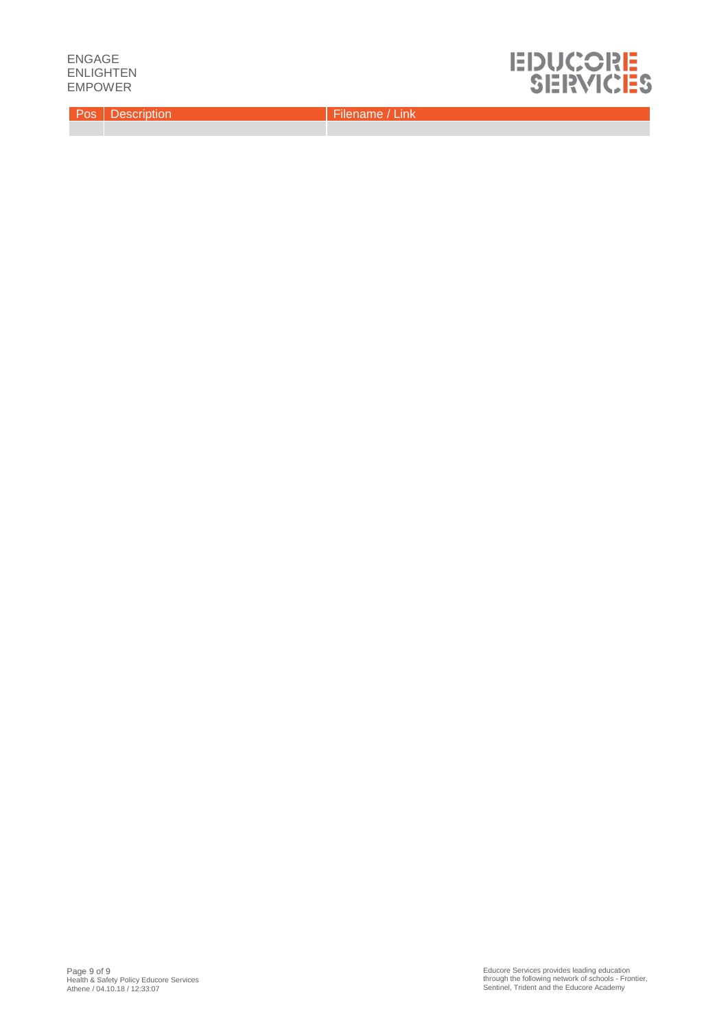| Pos | Description | Filename / Link |
| --- | --- | --- |
| | | |